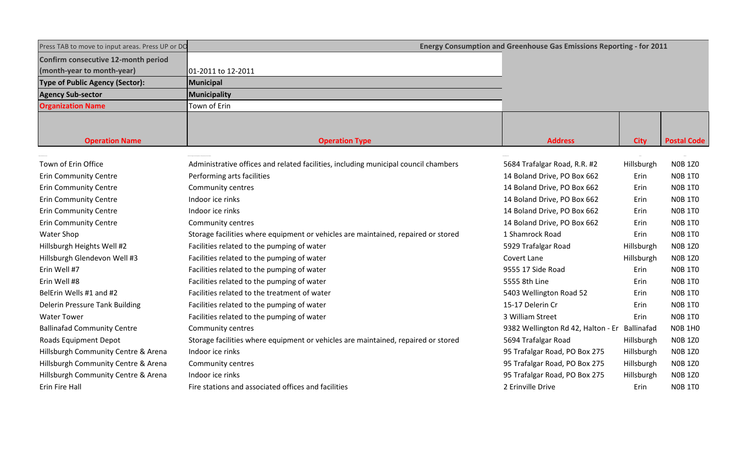| Press TAB to move to input areas. Press UP or DO | Energy Consumption and Greenhouse Gas Emissions Reporting - for 2011 | | | |
|---|---|---|---|---|
| **Confirm consecutive 12-month period (month-year to month-year)** | 01-2011 to 12-2011 | | | |
| **Type of Public Agency (Sector):** | **Municipal** | | | |
| **Agency Sub-sector** | **Municipality** | | | |
| **Organization Name** | Town of Erin | | | |

| Operation Name | Operation Type | Address | City | Postal Code |
|---|---|---|---|---|
| Town of Erin Office | Administrative offices and related facilities, including municipal council chambers | 5684 Trafalgar Road, R.R. #2 | Hillsburgh | N0B 1Z0 |
| Erin Community Centre | Performing arts facilities | 14 Boland Drive, PO Box 662 | Erin | N0B 1T0 |
| Erin Community Centre | Community centres | 14 Boland Drive, PO Box 662 | Erin | N0B 1T0 |
| Erin Community Centre | Indoor ice rinks | 14 Boland Drive, PO Box 662 | Erin | N0B 1T0 |
| Erin Community Centre | Indoor ice rinks | 14 Boland Drive, PO Box 662 | Erin | N0B 1T0 |
| Erin Community Centre | Community centres | 14 Boland Drive, PO Box 662 | Erin | N0B 1T0 |
| Water Shop | Storage facilities where equipment or vehicles are maintained, repaired or stored | 1 Shamrock Road | Erin | N0B 1T0 |
| Hillsburgh Heights Well #2 | Facilities related to the pumping of water | 5929 Trafalgar Road | Hillsburgh | N0B 1Z0 |
| Hillsburgh Glendevon Well #3 | Facilities related to the pumping of water | Covert Lane | Hillsburgh | N0B 1Z0 |
| Erin Well #7 | Facilities related to the pumping of water | 9555 17 Side Road | Erin | N0B 1T0 |
| Erin Well #8 | Facilities related to the pumping of water | 5555 8th Line | Erin | N0B 1T0 |
| BelErin Wells #1 and #2 | Facilities related to the treatment of water | 5403 Wellington Road 52 | Erin | N0B 1T0 |
| Delerin Pressure Tank Building | Facilities related to the pumping of water | 15-17 Delerin Cr | Erin | N0B 1T0 |
| Water Tower | Facilities related to the pumping of water | 3 William Street | Erin | N0B 1T0 |
| Ballinafad Community Centre | Community centres | 9382 Wellington Rd 42, Halton - Er | Ballinafad | N0B 1H0 |
| Roads Equipment Depot | Storage facilities where equipment or vehicles are maintained, repaired or stored | 5694 Trafalgar Road | Hillsburgh | N0B 1Z0 |
| Hillsburgh Community Centre & Arena | Indoor ice rinks | 95 Trafalgar Road, PO Box 275 | Hillsburgh | N0B 1Z0 |
| Hillsburgh Community Centre & Arena | Community centres | 95 Trafalgar Road, PO Box 275 | Hillsburgh | N0B 1Z0 |
| Hillsburgh Community Centre & Arena | Indoor ice rinks | 95 Trafalgar Road, PO Box 275 | Hillsburgh | N0B 1Z0 |
| Erin Fire Hall | Fire stations and associated offices and facilities | 2 Erinville Drive | Erin | N0B 1T0 |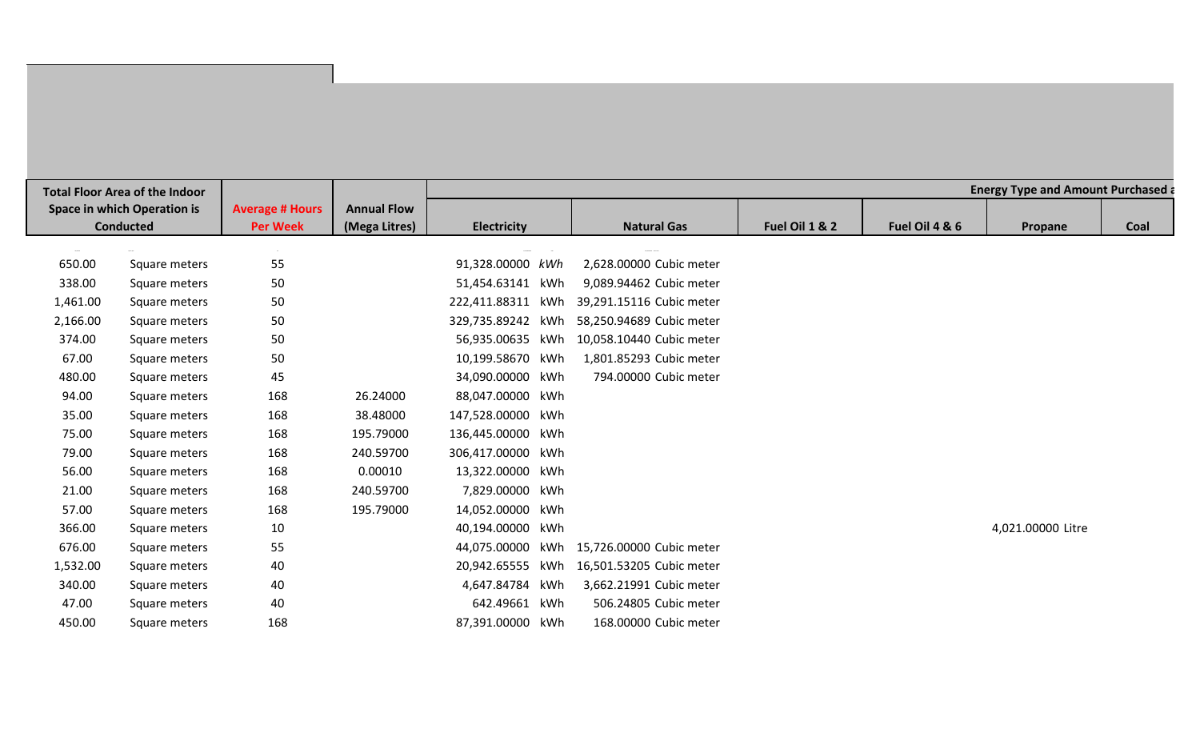| Total Floor Area of the Indoor Space in which Operation is Conducted | | Average # Hours Per Week | Annual Flow (Mega Litres) | Energy Type and Amount Purchased a | | | | | | | |
|---|---|---|---|---|---|---|---|---|---|---|---|
| | | | | Electricity | | Natural Gas | | Fuel Oil 1 & 2 | Fuel Oil 4 & 6 | Propane | Coal |
| 650.00 | Square meters | 55 | | 91,328.00000 | *kWh* | 2,628.00000 | Cubic meter | | | | |
| 338.00 | Square meters | 50 | | 51,454.63141 | kWh | 9,089.94462 | Cubic meter | | | | |
| 1,461.00 | Square meters | 50 | | 222,411.88311 | kWh | 39,291.15116 | Cubic meter | | | | |
| 2,166.00 | Square meters | 50 | | 329,735.89242 | kWh | 58,250.94689 | Cubic meter | | | | |
| 374.00 | Square meters | 50 | | 56,935.00635 | kWh | 10,058.10440 | Cubic meter | | | | |
| 67.00 | Square meters | 50 | | 10,199.58670 | kWh | 1,801.85293 | Cubic meter | | | | |
| 480.00 | Square meters | 45 | | 34,090.00000 | kWh | 794.00000 | Cubic meter | | | | |
| 94.00 | Square meters | 168 | 26.24000 | 88,047.00000 | kWh | | | | | | |
| 35.00 | Square meters | 168 | 38.48000 | 147,528.00000 | kWh | | | | | | |
| 75.00 | Square meters | 168 | 195.79000 | 136,445.00000 | kWh | | | | | | |
| 79.00 | Square meters | 168 | 240.59700 | 306,417.00000 | kWh | | | | | | |
| 56.00 | Square meters | 168 | 0.00010 | 13,322.00000 | kWh | | | | | | |
| 21.00 | Square meters | 168 | 240.59700 | 7,829.00000 | kWh | | | | | | |
| 57.00 | Square meters | 168 | 195.79000 | 14,052.00000 | kWh | | | | | | |
| 366.00 | Square meters | 10 | | 40,194.00000 | kWh | | | | | 4,021.00000 Litre | |
| 676.00 | Square meters | 55 | | 44,075.00000 | kWh | 15,726.00000 | Cubic meter | | | | |
| 1,532.00 | Square meters | 40 | | 20,942.65555 | kWh | 16,501.53205 | Cubic meter | | | | |
| 340.00 | Square meters | 40 | | 4,647.84784 | kWh | 3,662.21991 | Cubic meter | | | | |
| 47.00 | Square meters | 40 | | 642.49661 | kWh | 506.24805 | Cubic meter | | | | |
| 450.00 | Square meters | 168 | | 87,391.00000 | kWh | 168.00000 | Cubic meter | | | | |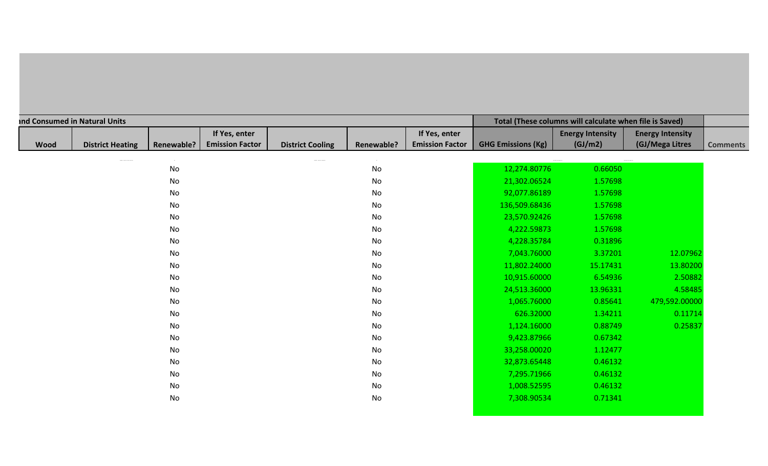| ...and Consumed in Natural Units | | | | | | | Total (These columns will calculate when file is Saved) | | | |
|---|---|---|---|---|---|---|---|---|---|---|
| Wood | District Heating | Renewable? | If Yes, enter Emission Factor | District Cooling | Renewable? | If Yes, enter Emission Factor | GHG Emissions (Kg) | Energy Intensity (GJ/m2) | Energy Intensity (GJ/Mega Litres | Comments |
| | | No | | | No | | 12,274.80776 | 0.66050 | | |
| | | No | | | No | | 21,302.06524 | 1.57698 | | |
| | | No | | | No | | 92,077.86189 | 1.57698 | | |
| | | No | | | No | | 136,509.68436 | 1.57698 | | |
| | | No | | | No | | 23,570.92426 | 1.57698 | | |
| | | No | | | No | | 4,222.59873 | 1.57698 | | |
| | | No | | | No | | 4,228.35784 | 0.31896 | | |
| | | No | | | No | | 7,043.76000 | 3.37201 | 12.07962 | |
| | | No | | | No | | 11,802.24000 | 15.17431 | 13.80200 | |
| | | No | | | No | | 10,915.60000 | 6.54936 | 2.50882 | |
| | | No | | | No | | 24,513.36000 | 13.96331 | 4.58485 | |
| | | No | | | No | | 1,065.76000 | 0.85641 | 479,592.00000 | |
| | | No | | | No | | 626.32000 | 1.34211 | 0.11714 | |
| | | No | | | No | | 1,124.16000 | 0.88749 | 0.25837 | |
| | | No | | | No | | 9,423.87966 | 0.67342 | | |
| | | No | | | No | | 33,258.00020 | 1.12477 | | |
| | | No | | | No | | 32,873.65448 | 0.46132 | | |
| | | No | | | No | | 7,295.71966 | 0.46132 | | |
| | | No | | | No | | 1,008.52595 | 0.46132 | | |
| | | No | | | No | | 7,308.90534 | 0.71341 | | |